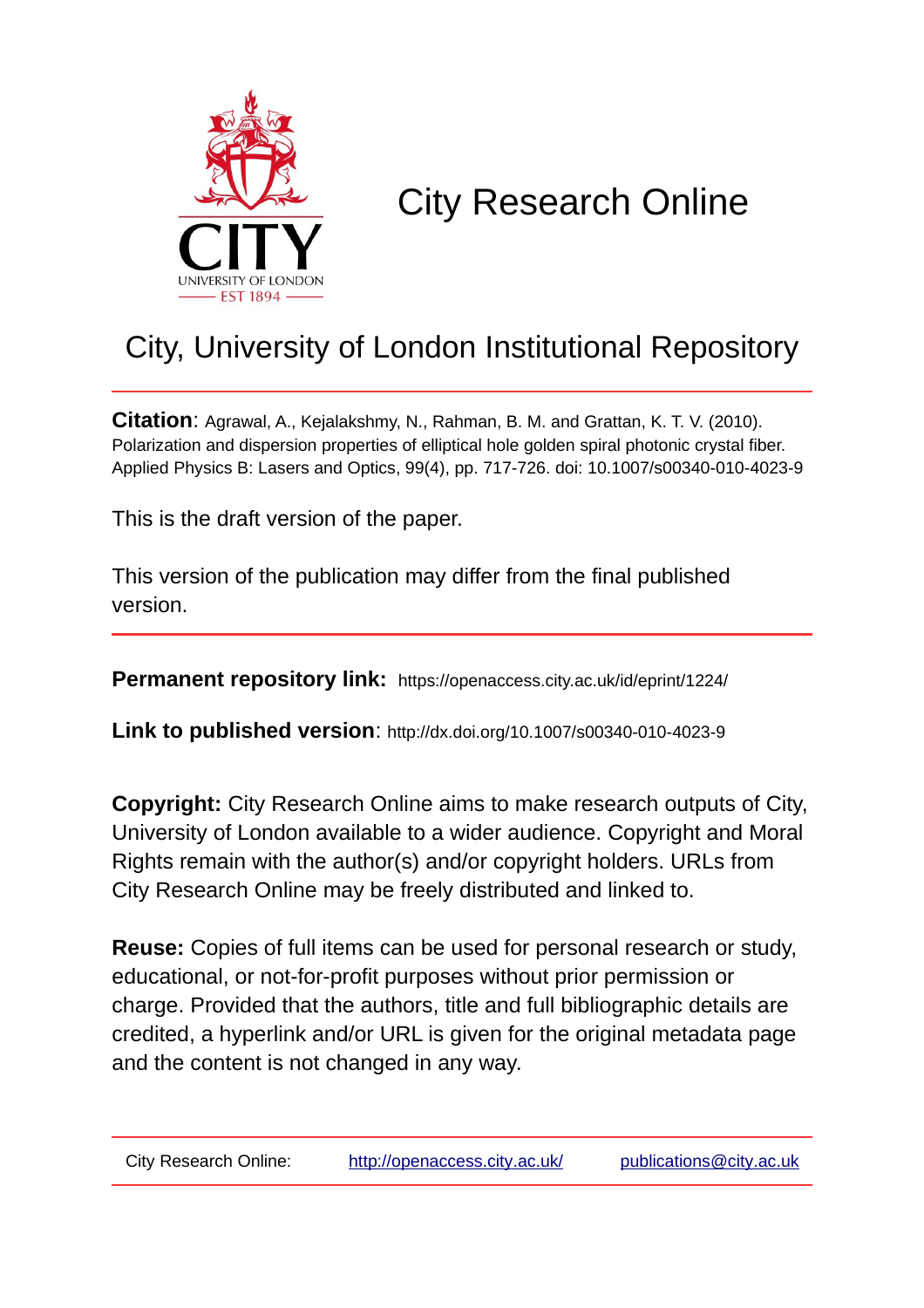# City Research Online

## City, University of London Institutional Repository

**Citation**: Agrawal, A., Kejalakshmy, N., Rahman, B. M. and Grattan, K. T. V. (2010). Polarization and dispersion properties of elliptical hole golden spiral photonic crystal fiber. Applied Physics B: Lasers and Optics, 99(4), pp. 717-726. doi: 10.1007/s00340-010-4023-9

This is the draft version of the paper.

This version of the publication may differ from the final published version.

**Permanent repository link:** https://openaccess.city.ac.uk/id/eprint/1224/

**Link to published version**: http://dx.doi.org/10.1007/s00340-010-4023-9

**Copyright:** City Research Online aims to make research outputs of City, University of London available to a wider audience. Copyright and Moral Rights remain with the author(s) and/or copyright holders. URLs from City Research Online may be freely distributed and linked to.

**Reuse:** Copies of full items can be used for personal research or study, educational, or not-for-profit purposes without prior permission or charge. Provided that the authors, title and full bibliographic details are credited, a hyperlink and/or URL is given for the original metadata page and the content is not changed in any way.

City Research Online: http://openaccess.city.ac.uk/ publications@city.ac.uk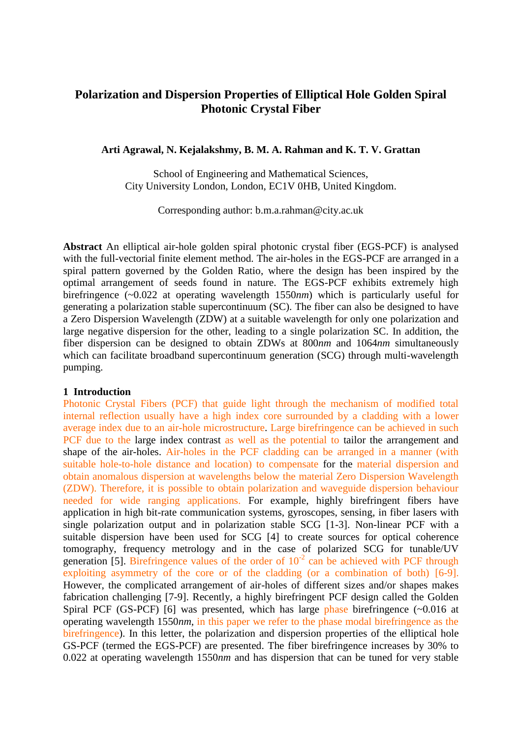# Polarization and Dispersion Properties of Elliptical Hole Golden Spiral Photonic Crystal Fiber

**Arti Agrawal, N. Kejalakshmy, B. M. A. Rahman and K. T. V. Grattan**

School of Engineering and Mathematical Sciences,
City University London, London, EC1V 0HB, United Kingdom.

Corresponding author: b.m.a.rahman@city.ac.uk

**Abstract** An elliptical air-hole golden spiral photonic crystal fiber (EGS-PCF) is analysed with the full-vectorial finite element method. The air-holes in the EGS-PCF are arranged in a spiral pattern governed by the Golden Ratio, where the design has been inspired by the optimal arrangement of seeds found in nature. The EGS-PCF exhibits extremely high birefringence (~0.022 at operating wavelength 1550*nm*) which is particularly useful for generating a polarization stable supercontinuum (SC). The fiber can also be designed to have a Zero Dispersion Wavelength (ZDW) at a suitable wavelength for only one polarization and large negative dispersion for the other, leading to a single polarization SC. In addition, the fiber dispersion can be designed to obtain ZDWs at 800*nm* and 1064*nm* simultaneously which can facilitate broadband supercontinuum generation (SCG) through multi-wavelength pumping.

## 1 Introduction

Photonic Crystal Fibers (PCF) that guide light through the mechanism of modified total internal reflection usually have a high index core surrounded by a cladding with a lower average index due to an air-hole microstructure. Large birefringence can be achieved in such PCF due to the large index contrast as well as the potential to tailor the arrangement and shape of the air-holes. Air-holes in the PCF cladding can be arranged in a manner (with suitable hole-to-hole distance and location) to compensate for the material dispersion and obtain anomalous dispersion at wavelengths below the material Zero Dispersion Wavelength (ZDW). Therefore, it is possible to obtain polarization and waveguide dispersion behaviour needed for wide ranging applications. For example, highly birefringent fibers have application in high bit-rate communication systems, gyroscopes, sensing, in fiber lasers with single polarization output and in polarization stable SCG [1-3]. Non-linear PCF with a suitable dispersion have been used for SCG [4] to create sources for optical coherence tomography, frequency metrology and in the case of polarized SCG for tunable/UV generation [5]. Birefringence values of the order of $10^{-2}$ can be achieved with PCF through exploiting asymmetry of the core or of the cladding (or a combination of both) [6-9]. However, the complicated arrangement of air-holes of different sizes and/or shapes makes fabrication challenging [7-9]. Recently, a highly birefringent PCF design called the Golden Spiral PCF (GS-PCF) [6] was presented, which has large phase birefringence (~0.016 at operating wavelength 1550*nm*, in this paper we refer to the phase modal birefringence as the birefringence). In this letter, the polarization and dispersion properties of the elliptical hole GS-PCF (termed the EGS-PCF) are presented. The fiber birefringence increases by 30% to 0.022 at operating wavelength 1550*nm* and has dispersion that can be tuned for very stable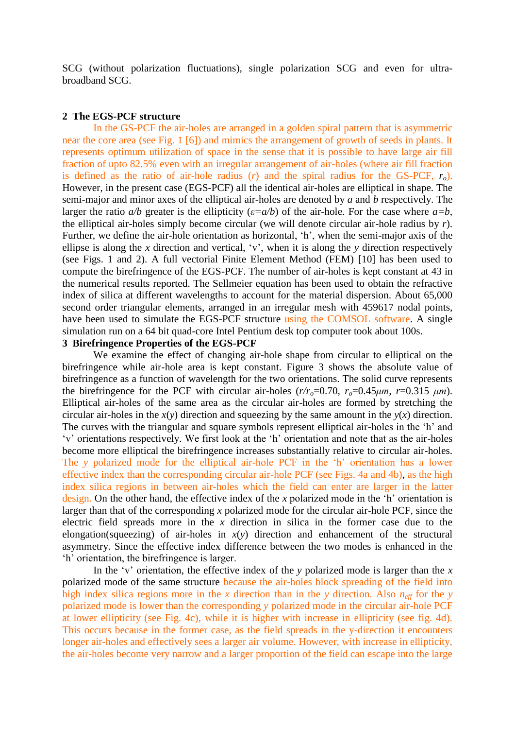SCG (without polarization fluctuations), single polarization SCG and even for ultra-broadband SCG.

## 2 The EGS-PCF structure

In the GS-PCF the air-holes are arranged in a golden spiral pattern that is asymmetric near the core area (see Fig. 1 [6]) and mimics the arrangement of growth of seeds in plants. It represents optimum utilization of space in the sense that it is possible to have large air fill fraction of upto 82.5% even with an irregular arrangement of air-holes (where air fill fraction is defined as the ratio of air-hole radius ($r$) and the spiral radius for the GS-PCF, $r_o$). However, in the present case (EGS-PCF) all the identical air-holes are elliptical in shape. The semi-major and minor axes of the elliptical air-holes are denoted by $a$ and $b$ respectively. The larger the ratio $a/b$ greater is the ellipticity ($\varepsilon = a/b$) of the air-hole. For the case where $a=b$, the elliptical air-holes simply become circular (we will denote circular air-hole radius by $r$). Further, we define the air-hole orientation as horizontal, 'h', when the semi-major axis of the ellipse is along the $x$ direction and vertical, 'v', when it is along the $y$ direction respectively (see Figs. 1 and 2). A full vectorial Finite Element Method (FEM) [10] has been used to compute the birefringence of the EGS-PCF. The number of air-holes is kept constant at 43 in the numerical results reported. The Sellmeier equation has been used to obtain the refractive index of silica at different wavelengths to account for the material dispersion. About 65,000 second order triangular elements, arranged in an irregular mesh with 459617 nodal points, have been used to simulate the EGS-PCF structure using the COMSOL software. A single simulation run on a 64 bit quad-core Intel Pentium desk top computer took about 100s.

## 3 Birefringence Properties of the EGS-PCF

We examine the effect of changing air-hole shape from circular to elliptical on the birefringence while air-hole area is kept constant. Figure 3 shows the absolute value of birefringence as a function of wavelength for the two orientations. The solid curve represents the birefringence for the PCF with circular air-holes ($r/r_o$=0.70, $r_o$=0.45$\mu m$, $r$=0.315 $\mu m$). Elliptical air-holes of the same area as the circular air-holes are formed by stretching the circular air-holes in the $x$($y$) direction and squeezing by the same amount in the $y$($x$) direction. The curves with the triangular and square symbols represent elliptical air-holes in the 'h' and 'v' orientations respectively. We first look at the 'h' orientation and note that as the air-holes become more elliptical the birefringence increases substantially relative to circular air-holes. The $y$ polarized mode for the elliptical air-hole PCF in the 'h' orientation has a lower effective index than the corresponding circular air-hole PCF (see Figs. 4a and 4b), as the high index silica regions in between air-holes which the field can enter are larger in the latter design. On the other hand, the effective index of the $x$ polarized mode in the 'h' orientation is larger than that of the corresponding $x$ polarized mode for the circular air-hole PCF, since the electric field spreads more in the $x$ direction in silica in the former case due to the elongation(squeezing) of air-holes in $x$($y$) direction and enhancement of the structural asymmetry. Since the effective index difference between the two modes is enhanced in the 'h' orientation, the birefringence is larger.

In the 'v' orientation, the effective index of the $y$ polarized mode is larger than the $x$ polarized mode of the same structure because the air-holes block spreading of the field into high index silica regions more in the $x$ direction than in the $y$ direction. Also $n_{eff}$ for the $y$ polarized mode is lower than the corresponding $y$ polarized mode in the circular air-hole PCF at lower ellipticity (see Fig. 4c), while it is higher with increase in ellipticity (see fig. 4d). This occurs because in the former case, as the field spreads in the y-direction it encounters longer air-holes and effectively sees a larger air volume. However, with increase in ellipticity, the air-holes become very narrow and a larger proportion of the field can escape into the large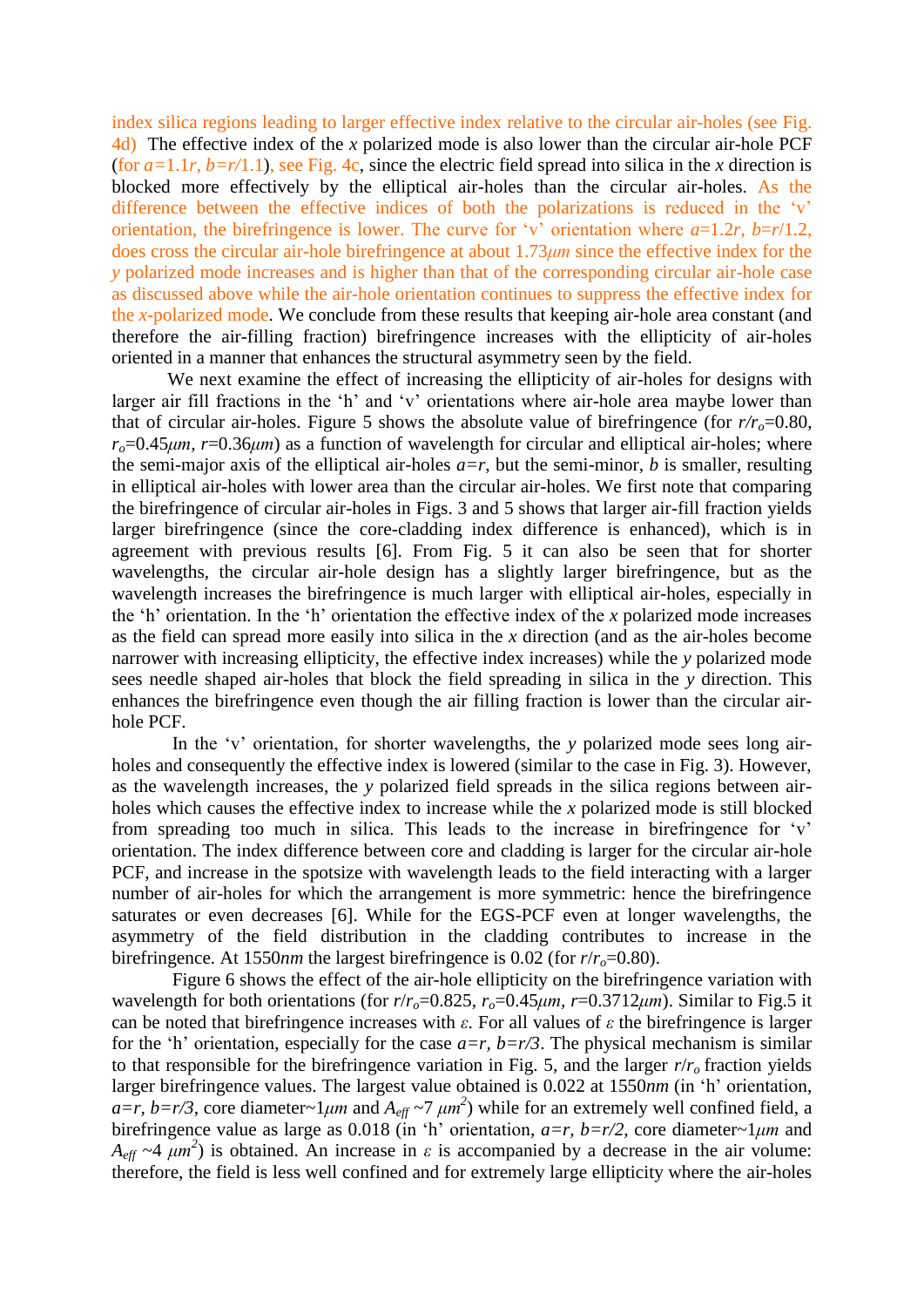index silica regions leading to larger effective index relative to the circular air-holes (see Fig. 4d) The effective index of the *x* polarized mode is also lower than the circular air-hole PCF (for $a$=1.1$r$, $b$=$r$/1.1), see Fig. 4c, since the electric field spread into silica in the *x* direction is blocked more effectively by the elliptical air-holes than the circular air-holes. As the difference between the effective indices of both the polarizations is reduced in the 'v' orientation, the birefringence is lower. The curve for 'v' orientation where $a$=1.2$r$, $b$=$r$/1.2, does cross the circular air-hole birefringence at about 1.73$\mu m$ since the effective index for the *y* polarized mode increases and is higher than that of the corresponding circular air-hole case as discussed above while the air-hole orientation continues to suppress the effective index for the *x*-polarized mode. We conclude from these results that keeping air-hole area constant (and therefore the air-filling fraction) birefringence increases with the ellipticity of air-holes oriented in a manner that enhances the structural asymmetry seen by the field.

We next examine the effect of increasing the ellipticity of air-holes for designs with larger air fill fractions in the 'h' and 'v' orientations where air-hole area maybe lower than that of circular air-holes. Figure 5 shows the absolute value of birefringence (for $r/r_o$=0.80, $r_o$=0.45$\mu m$, $r$=0.36$\mu m$) as a function of wavelength for circular and elliptical air-holes; where the semi-major axis of the elliptical air-holes $a$=$r$, but the semi-minor, $b$ is smaller, resulting in elliptical air-holes with lower area than the circular air-holes. We first note that comparing the birefringence of circular air-holes in Figs. 3 and 5 shows that larger air-fill fraction yields larger birefringence (since the core-cladding index difference is enhanced), which is in agreement with previous results [6]. From Fig. 5 it can also be seen that for shorter wavelengths, the circular air-hole design has a slightly larger birefringence, but as the wavelength increases the birefringence is much larger with elliptical air-holes, especially in the 'h' orientation. In the 'h' orientation the effective index of the *x* polarized mode increases as the field can spread more easily into silica in the *x* direction (and as the air-holes become narrower with increasing ellipticity, the effective index increases) while the *y* polarized mode sees needle shaped air-holes that block the field spreading in silica in the *y* direction. This enhances the birefringence even though the air filling fraction is lower than the circular air-hole PCF.

In the 'v' orientation, for shorter wavelengths, the *y* polarized mode sees long air-holes and consequently the effective index is lowered (similar to the case in Fig. 3). However, as the wavelength increases, the *y* polarized field spreads in the silica regions between air-holes which causes the effective index to increase while the *x* polarized mode is still blocked from spreading too much in silica. This leads to the increase in birefringence for 'v' orientation. The index difference between core and cladding is larger for the circular air-hole PCF, and increase in the spotsize with wavelength leads to the field interacting with a larger number of air-holes for which the arrangement is more symmetric: hence the birefringence saturates or even decreases [6]. While for the EGS-PCF even at longer wavelengths, the asymmetry of the field distribution in the cladding contributes to increase in the birefringence. At 1550$nm$ the largest birefringence is 0.02 (for $r/r_o$=0.80).

Figure 6 shows the effect of the air-hole ellipticity on the birefringence variation with wavelength for both orientations (for $r/r_o$=0.825, $r_o$=0.45$\mu m$, $r$=0.3712$\mu m$). Similar to Fig.5 it can be noted that birefringence increases with $\varepsilon$. For all values of $\varepsilon$ the birefringence is larger for the 'h' orientation, especially for the case $a$=$r$, $b$=$r/3$. The physical mechanism is similar to that responsible for the birefringence variation in Fig. 5, and the larger $r/r_o$ fraction yields larger birefringence values. The largest value obtained is 0.022 at 1550$nm$ (in 'h' orientation, $a$=$r$, $b$=$r/3$, core diameter~1$\mu m$ and $A_{eff}$ ~7 $\mu m^2$) while for an extremely well confined field, a birefringence value as large as 0.018 (in 'h' orientation, $a$=$r$, $b$=$r/2$, core diameter~1$\mu m$ and $A_{eff}$ ~4 $\mu m^2$) is obtained. An increase in $\varepsilon$ is accompanied by a decrease in the air volume: therefore, the field is less well confined and for extremely large ellipticity where the air-holes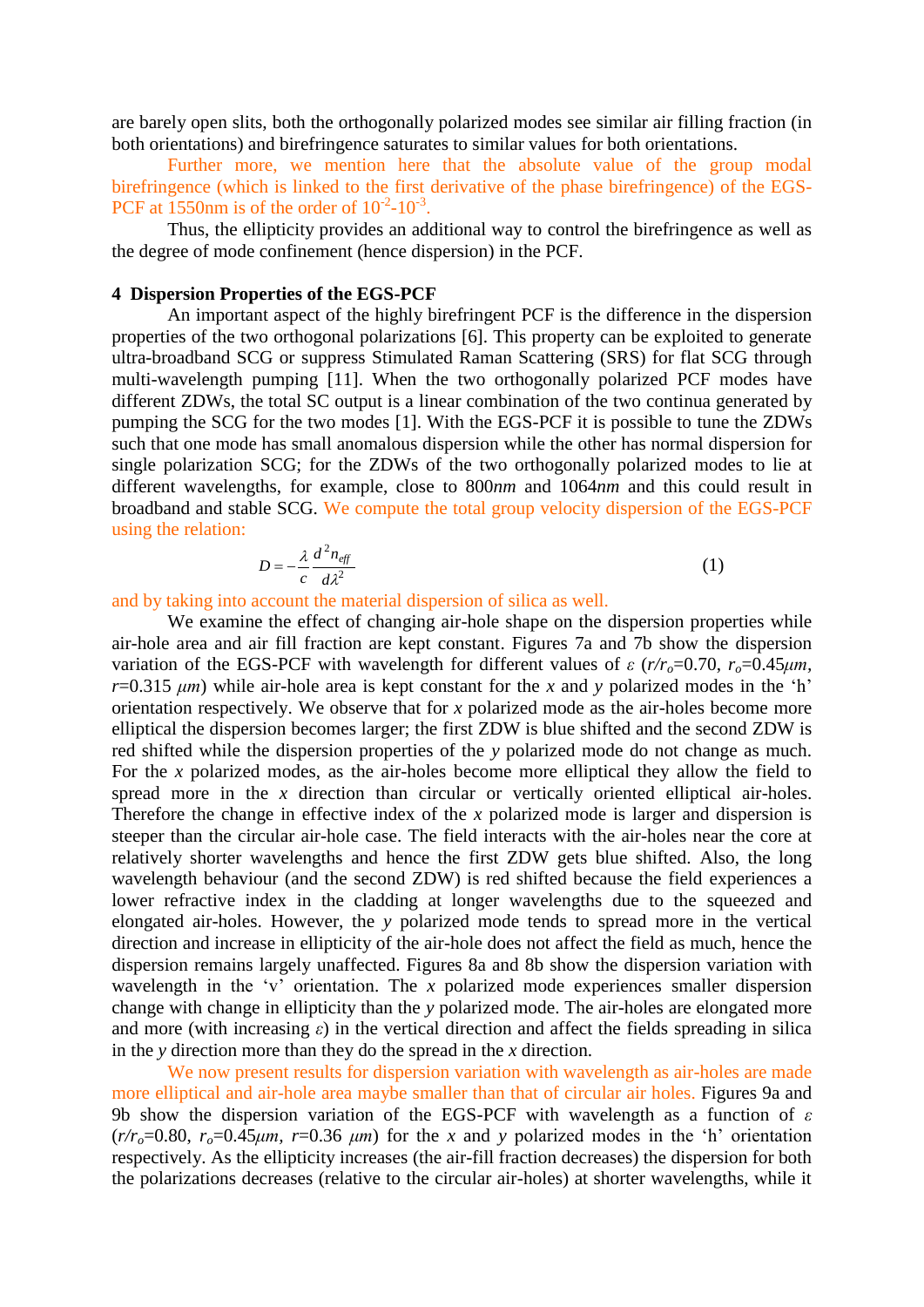are barely open slits, both the orthogonally polarized modes see similar air filling fraction (in both orientations) and birefringence saturates to similar values for both orientations.

Further more, we mention here that the absolute value of the group modal birefringence (which is linked to the first derivative of the phase birefringence) of the EGS-PCF at 1550nm is of the order of $10^{-2}$-$10^{-3}$.

Thus, the ellipticity provides an additional way to control the birefringence as well as the degree of mode confinement (hence dispersion) in the PCF.

## 4 Dispersion Properties of the EGS-PCF

An important aspect of the highly birefringent PCF is the difference in the dispersion properties of the two orthogonal polarizations [6]. This property can be exploited to generate ultra-broadband SCG or suppress Stimulated Raman Scattering (SRS) for flat SCG through multi-wavelength pumping [11]. When the two orthogonally polarized PCF modes have different ZDWs, the total SC output is a linear combination of the two continua generated by pumping the SCG for the two modes [1]. With the EGS-PCF it is possible to tune the ZDWs such that one mode has small anomalous dispersion while the other has normal dispersion for single polarization SCG; for the ZDWs of the two orthogonally polarized modes to lie at different wavelengths, for example, close to 800*nm* and 1064*nm* and this could result in broadband and stable SCG. We compute the total group velocity dispersion of the EGS-PCF using the relation:

$$D = -\frac{\lambda}{c}\frac{d^2 n_{eff}}{d\lambda^2} \tag{1}$$

and by taking into account the material dispersion of silica as well.

We examine the effect of changing air-hole shape on the dispersion properties while air-hole area and air fill fraction are kept constant. Figures 7a and 7b show the dispersion variation of the EGS-PCF with wavelength for different values of $\varepsilon$ ($r/r_o$=0.70, $r_o$=0.45$\mu m$, $r$=0.315 $\mu m$) while air-hole area is kept constant for the $x$ and $y$ polarized modes in the 'h' orientation respectively. We observe that for $x$ polarized mode as the air-holes become more elliptical the dispersion becomes larger; the first ZDW is blue shifted and the second ZDW is red shifted while the dispersion properties of the $y$ polarized mode do not change as much. For the $x$ polarized modes, as the air-holes become more elliptical they allow the field to spread more in the $x$ direction than circular or vertically oriented elliptical air-holes. Therefore the change in effective index of the $x$ polarized mode is larger and dispersion is steeper than the circular air-hole case. The field interacts with the air-holes near the core at relatively shorter wavelengths and hence the first ZDW gets blue shifted. Also, the long wavelength behaviour (and the second ZDW) is red shifted because the field experiences a lower refractive index in the cladding at longer wavelengths due to the squeezed and elongated air-holes. However, the $y$ polarized mode tends to spread more in the vertical direction and increase in ellipticity of the air-hole does not affect the field as much, hence the dispersion remains largely unaffected. Figures 8a and 8b show the dispersion variation with wavelength in the 'v' orientation. The $x$ polarized mode experiences smaller dispersion change with change in ellipticity than the $y$ polarized mode. The air-holes are elongated more and more (with increasing $\varepsilon$) in the vertical direction and affect the fields spreading in silica in the $y$ direction more than they do the spread in the $x$ direction.

We now present results for dispersion variation with wavelength as air-holes are made more elliptical and air-hole area maybe smaller than that of circular air holes. Figures 9a and 9b show the dispersion variation of the EGS-PCF with wavelength as a function of $\varepsilon$ ($r/r_o$=0.80, $r_o$=0.45$\mu m$, $r$=0.36 $\mu m$) for the $x$ and $y$ polarized modes in the 'h' orientation respectively. As the ellipticity increases (the air-fill fraction decreases) the dispersion for both the polarizations decreases (relative to the circular air-holes) at shorter wavelengths, while it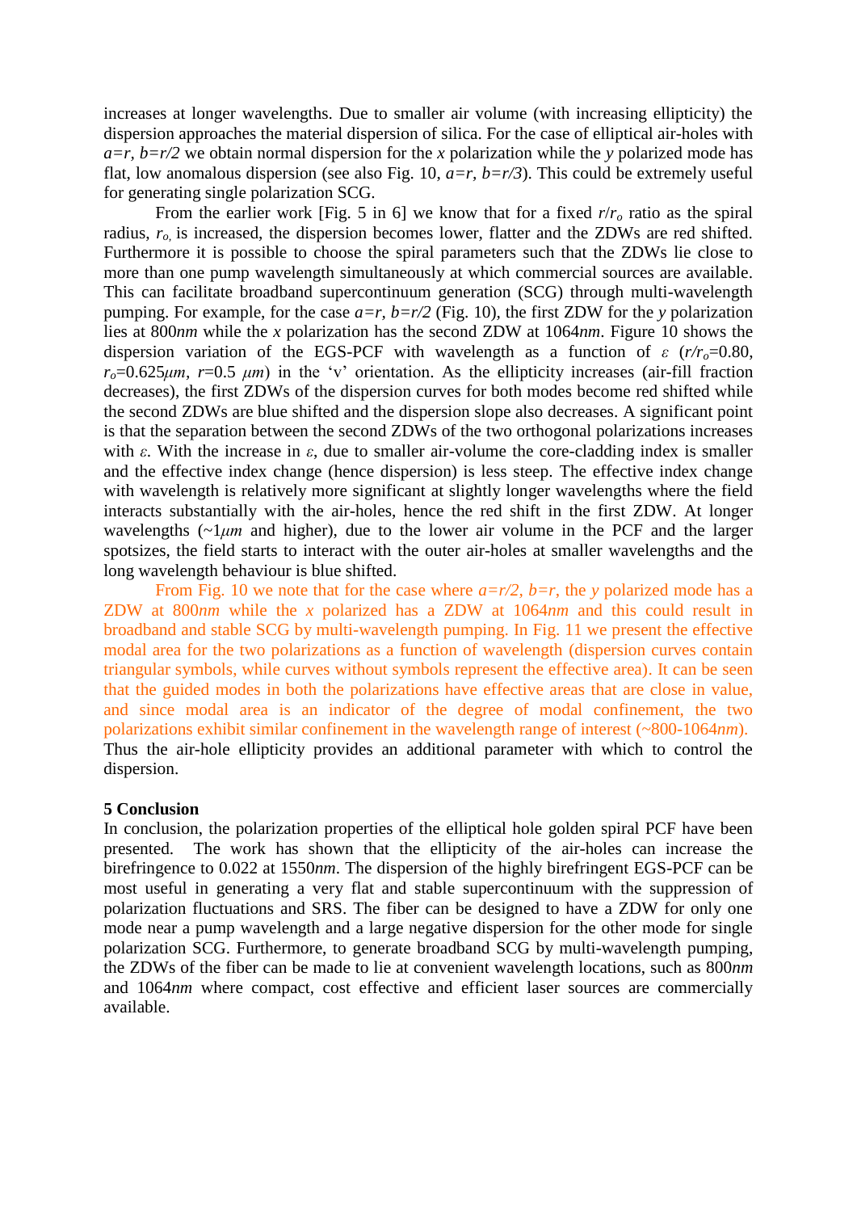increases at longer wavelengths. Due to smaller air volume (with increasing ellipticity) the dispersion approaches the material dispersion of silica. For the case of elliptical air-holes with $a=r$, $b=r/2$ we obtain normal dispersion for the $x$ polarization while the $y$ polarized mode has flat, low anomalous dispersion (see also Fig. 10, $a=r$, $b=r/3$). This could be extremely useful for generating single polarization SCG.

From the earlier work [Fig. 5 in 6] we know that for a fixed $r/r_o$ ratio as the spiral radius, $r_o$, is increased, the dispersion becomes lower, flatter and the ZDWs are red shifted. Furthermore it is possible to choose the spiral parameters such that the ZDWs lie close to more than one pump wavelength simultaneously at which commercial sources are available. This can facilitate broadband supercontinuum generation (SCG) through multi-wavelength pumping. For example, for the case $a=r$, $b=r/2$ (Fig. 10), the first ZDW for the $y$ polarization lies at 800*nm* while the $x$ polarization has the second ZDW at 1064*nm*. Figure 10 shows the dispersion variation of the EGS-PCF with wavelength as a function of $\varepsilon$ ($r/r_o$=0.80, $r_o$=0.625$\mu m$, $r$=0.5 $\mu m$) in the 'v' orientation. As the ellipticity increases (air-fill fraction decreases), the first ZDWs of the dispersion curves for both modes become red shifted while the second ZDWs are blue shifted and the dispersion slope also decreases. A significant point is that the separation between the second ZDWs of the two orthogonal polarizations increases with $\varepsilon$. With the increase in $\varepsilon$, due to smaller air-volume the core-cladding index is smaller and the effective index change (hence dispersion) is less steep. The effective index change with wavelength is relatively more significant at slightly longer wavelengths where the field interacts substantially with the air-holes, hence the red shift in the first ZDW. At longer wavelengths (~1$\mu m$ and higher), due to the lower air volume in the PCF and the larger spotsizes, the field starts to interact with the outer air-holes at smaller wavelengths and the long wavelength behaviour is blue shifted.

From Fig. 10 we note that for the case where $a=r/2$, $b=r$, the $y$ polarized mode has a ZDW at 800*nm* while the $x$ polarized has a ZDW at 1064*nm* and this could result in broadband and stable SCG by multi-wavelength pumping. In Fig. 11 we present the effective modal area for the two polarizations as a function of wavelength (dispersion curves contain triangular symbols, while curves without symbols represent the effective area). It can be seen that the guided modes in both the polarizations have effective areas that are close in value, and since modal area is an indicator of the degree of modal confinement, the two polarizations exhibit similar confinement in the wavelength range of interest (~800-1064*nm*). Thus the air-hole ellipticity provides an additional parameter with which to control the dispersion.

## 5 Conclusion

In conclusion, the polarization properties of the elliptical hole golden spiral PCF have been presented. The work has shown that the ellipticity of the air-holes can increase the birefringence to 0.022 at 1550*nm*. The dispersion of the highly birefringent EGS-PCF can be most useful in generating a very flat and stable supercontinuum with the suppression of polarization fluctuations and SRS. The fiber can be designed to have a ZDW for only one mode near a pump wavelength and a large negative dispersion for the other mode for single polarization SCG. Furthermore, to generate broadband SCG by multi-wavelength pumping, the ZDWs of the fiber can be made to lie at convenient wavelength locations, such as 800*nm* and 1064*nm* where compact, cost effective and efficient laser sources are commercially available.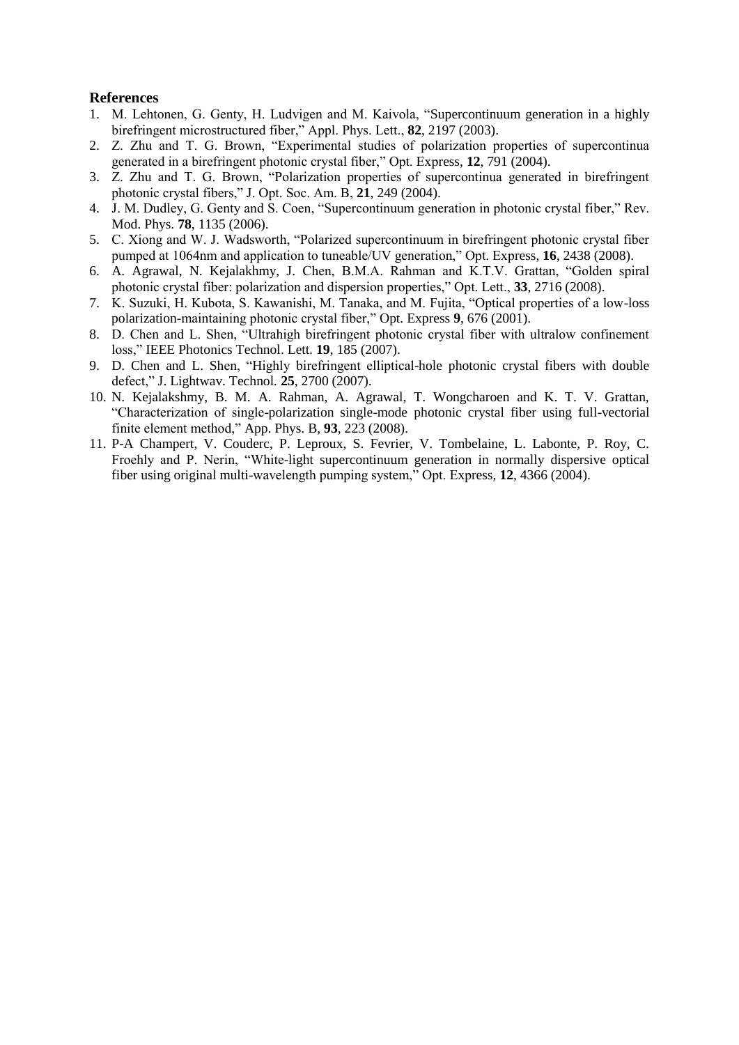## References

1. M. Lehtonen, G. Genty, H. Ludvigen and M. Kaivola, "Supercontinuum generation in a highly birefringent microstructured fiber," Appl. Phys. Lett., **82**, 2197 (2003).
2. Z. Zhu and T. G. Brown, "Experimental studies of polarization properties of supercontinua generated in a birefringent photonic crystal fiber," Opt. Express, **12**, 791 (2004).
3. Z. Zhu and T. G. Brown, "Polarization properties of supercontinua generated in birefringent photonic crystal fibers," J. Opt. Soc. Am. B, **21**, 249 (2004).
4. J. M. Dudley, G. Genty and S. Coen, "Supercontinuum generation in photonic crystal fiber," Rev. Mod. Phys. **78**, 1135 (2006).
5. C. Xiong and W. J. Wadsworth, "Polarized supercontinuum in birefringent photonic crystal fiber pumped at 1064nm and application to tuneable/UV generation," Opt. Express, **16**, 2438 (2008).
6. A. Agrawal, N. Kejalakhmy, J. Chen, B.M.A. Rahman and K.T.V. Grattan, "Golden spiral photonic crystal fiber: polarization and dispersion properties," Opt. Lett., **33**, 2716 (2008).
7. K. Suzuki, H. Kubota, S. Kawanishi, M. Tanaka, and M. Fujita, "Optical properties of a low-loss polarization-maintaining photonic crystal fiber," Opt. Express **9**, 676 (2001).
8. D. Chen and L. Shen, "Ultrahigh birefringent photonic crystal fiber with ultralow confinement loss," IEEE Photonics Technol. Lett. **19**, 185 (2007).
9. D. Chen and L. Shen, "Highly birefringent elliptical-hole photonic crystal fibers with double defect," J. Lightwav. Technol. **25**, 2700 (2007).
10. N. Kejalakshmy, B. M. A. Rahman, A. Agrawal, T. Wongcharoen and K. T. V. Grattan, "Characterization of single-polarization single-mode photonic crystal fiber using full-vectorial finite element method," App. Phys. B, **93**, 223 (2008).
11. P-A Champert, V. Couderc, P. Leproux, S. Fevrier, V. Tombelaine, L. Labonte, P. Roy, C. Froehly and P. Nerin, "White-light supercontinuum generation in normally dispersive optical fiber using original multi-wavelength pumping system," Opt. Express, **12**, 4366 (2004).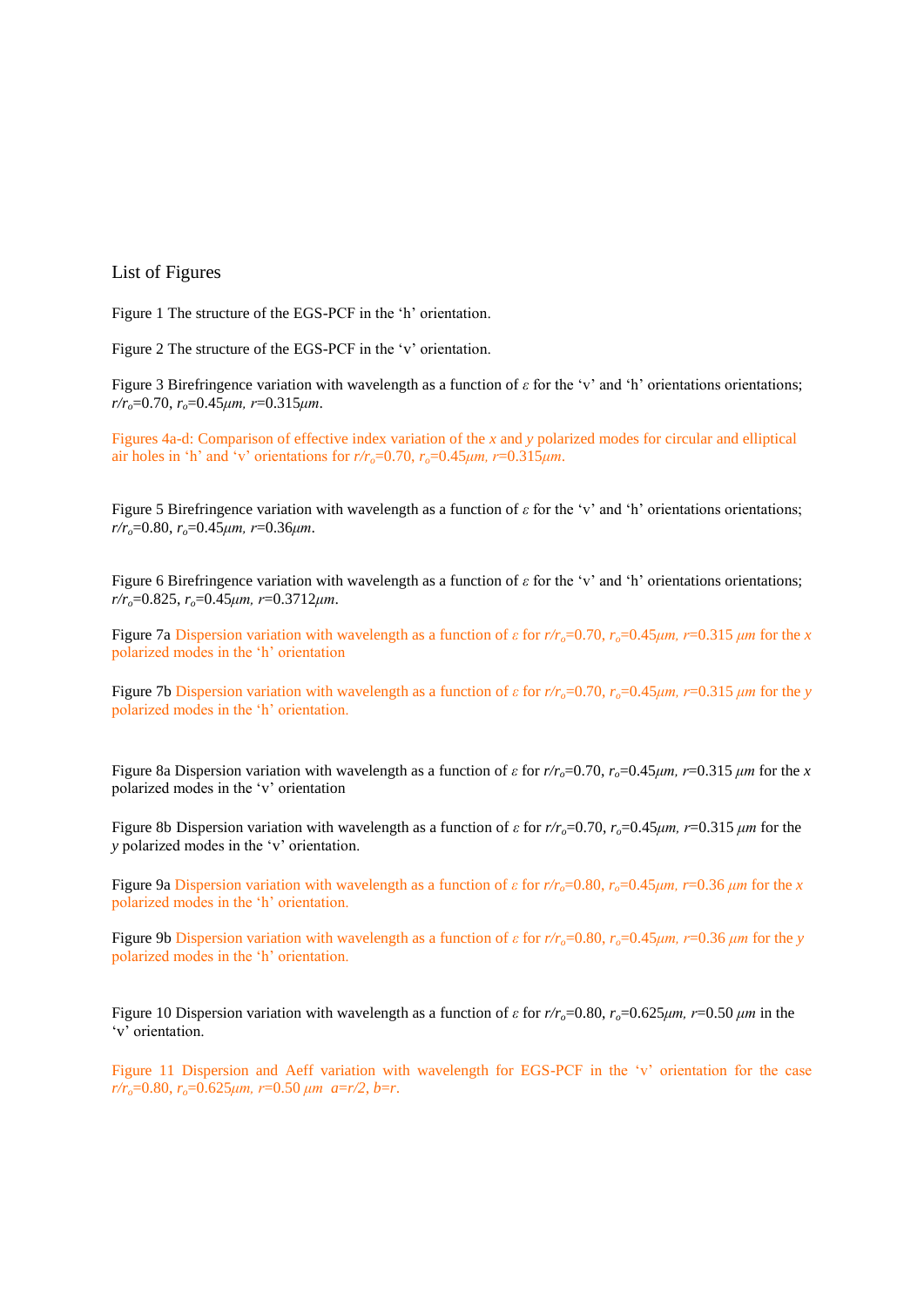## List of Figures

Figure 1 The structure of the EGS-PCF in the ‘h’ orientation.

Figure 2 The structure of the EGS-PCF in the ‘v’ orientation.

Figure 3 Birefringence variation with wavelength as a function of $\varepsilon$ for the ‘v’ and ‘h’ orientations orientations; $r/r_o$=0.70, $r_o$=0.45$\mu m$, $r$=0.315$\mu m$.

Figures 4a-d: Comparison of effective index variation of the $x$ and $y$ polarized modes for circular and elliptical air holes in ‘h’ and ‘v’ orientations for $r/r_o$=0.70, $r_o$=0.45$\mu m$, $r$=0.315$\mu m$.

Figure 5 Birefringence variation with wavelength as a function of $\varepsilon$ for the ‘v’ and ‘h’ orientations orientations; $r/r_o$=0.80, $r_o$=0.45$\mu m$, $r$=0.36$\mu m$.

Figure 6 Birefringence variation with wavelength as a function of $\varepsilon$ for the ‘v’ and ‘h’ orientations orientations; $r/r_o$=0.825, $r_o$=0.45$\mu m$, $r$=0.3712$\mu m$.

Figure 7a Dispersion variation with wavelength as a function of $\varepsilon$ for $r/r_o$=0.70, $r_o$=0.45$\mu m$, $r$=0.315 $\mu m$ for the $x$ polarized modes in the ‘h’ orientation

Figure 7b Dispersion variation with wavelength as a function of $\varepsilon$ for $r/r_o$=0.70, $r_o$=0.45$\mu m$, $r$=0.315 $\mu m$ for the $y$ polarized modes in the ‘h’ orientation.

Figure 8a Dispersion variation with wavelength as a function of $\varepsilon$ for $r/r_o$=0.70, $r_o$=0.45$\mu m$, $r$=0.315 $\mu m$ for the $x$ polarized modes in the ‘v’ orientation

Figure 8b Dispersion variation with wavelength as a function of $\varepsilon$ for $r/r_o$=0.70, $r_o$=0.45$\mu m$, $r$=0.315 $\mu m$ for the $y$ polarized modes in the ‘v’ orientation.

Figure 9a Dispersion variation with wavelength as a function of $\varepsilon$ for $r/r_o$=0.80, $r_o$=0.45$\mu m$, $r$=0.36 $\mu m$ for the $x$ polarized modes in the ‘h’ orientation.

Figure 9b Dispersion variation with wavelength as a function of $\varepsilon$ for $r/r_o$=0.80, $r_o$=0.45$\mu m$, $r$=0.36 $\mu m$ for the $y$ polarized modes in the ‘h’ orientation.

Figure 10 Dispersion variation with wavelength as a function of $\varepsilon$ for $r/r_o$=0.80, $r_o$=0.625$\mu m$, $r$=0.50 $\mu m$ in the ‘v’ orientation.

Figure 11 Dispersion and Aeff variation with wavelength for EGS-PCF in the ‘v’ orientation for the case $r/r_o$=0.80, $r_o$=0.625$\mu m$, $r$=0.50 $\mu m$ $a$=$r$/2, $b$=$r$.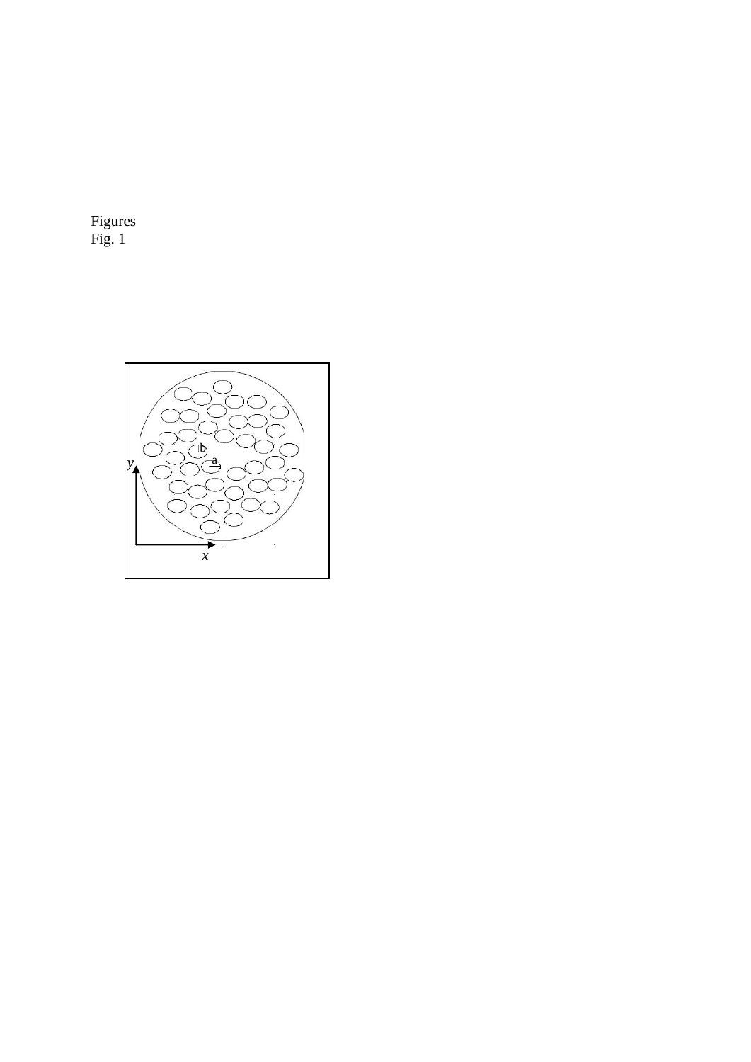Figures

Fig. 1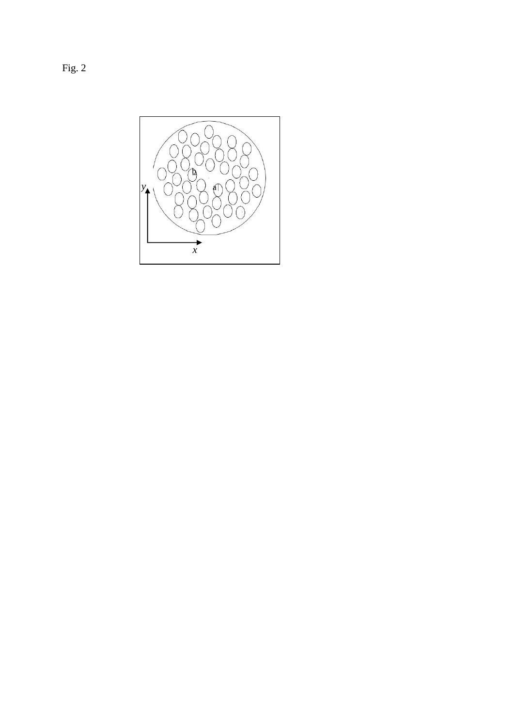Fig. 2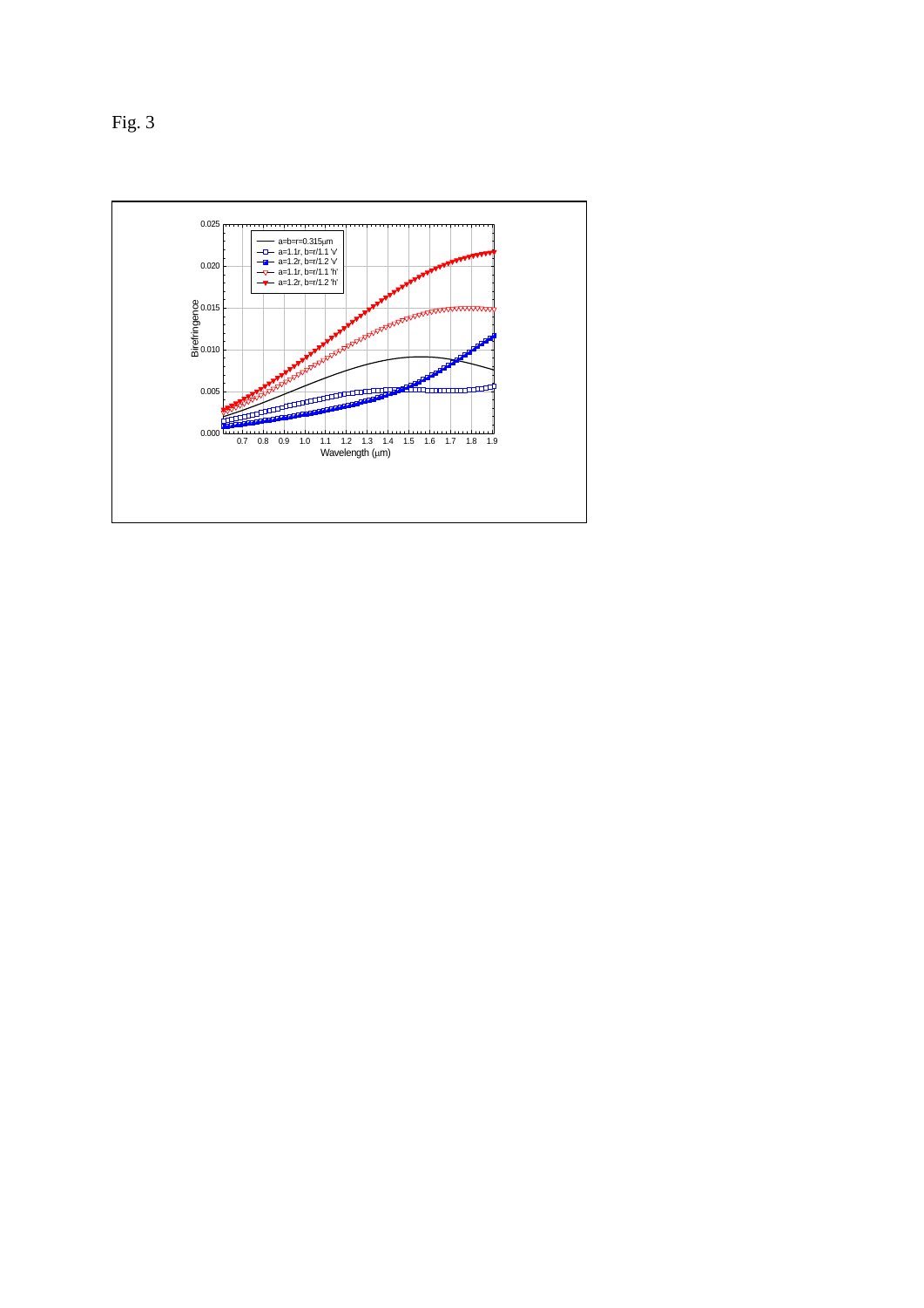Fig. 3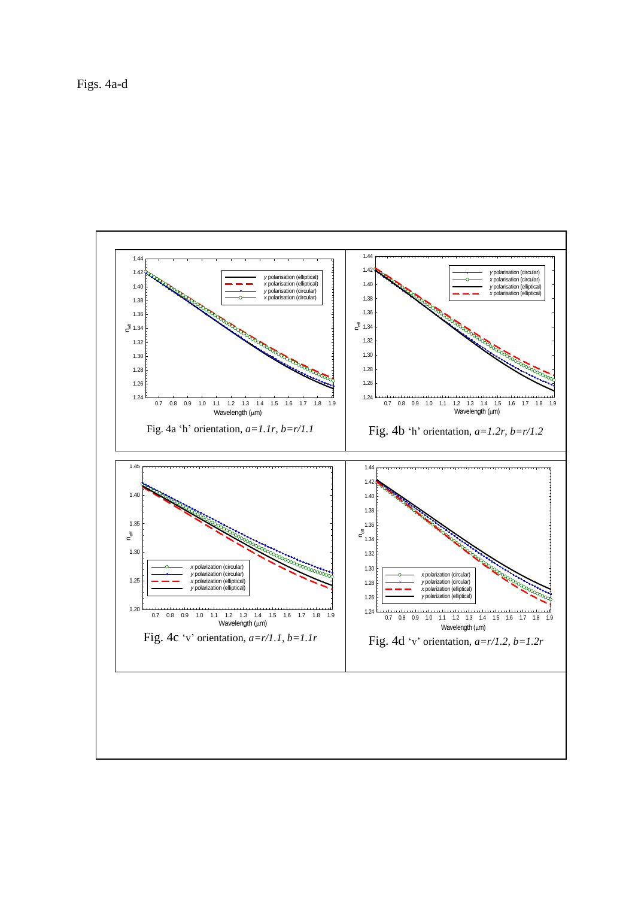Figs. 4a-d

Fig. 4a 'h' orientation, $a=1.1r$, $b=r/1.1$

Fig. 4b 'h' orientation, $a=1.2r$, $b=r/1.2$

Fig. 4c 'v' orientation, $a=r/1.1$, $b=1.1r$

Fig. 4d 'v' orientation, $a=r/1.2$, $b=1.2r$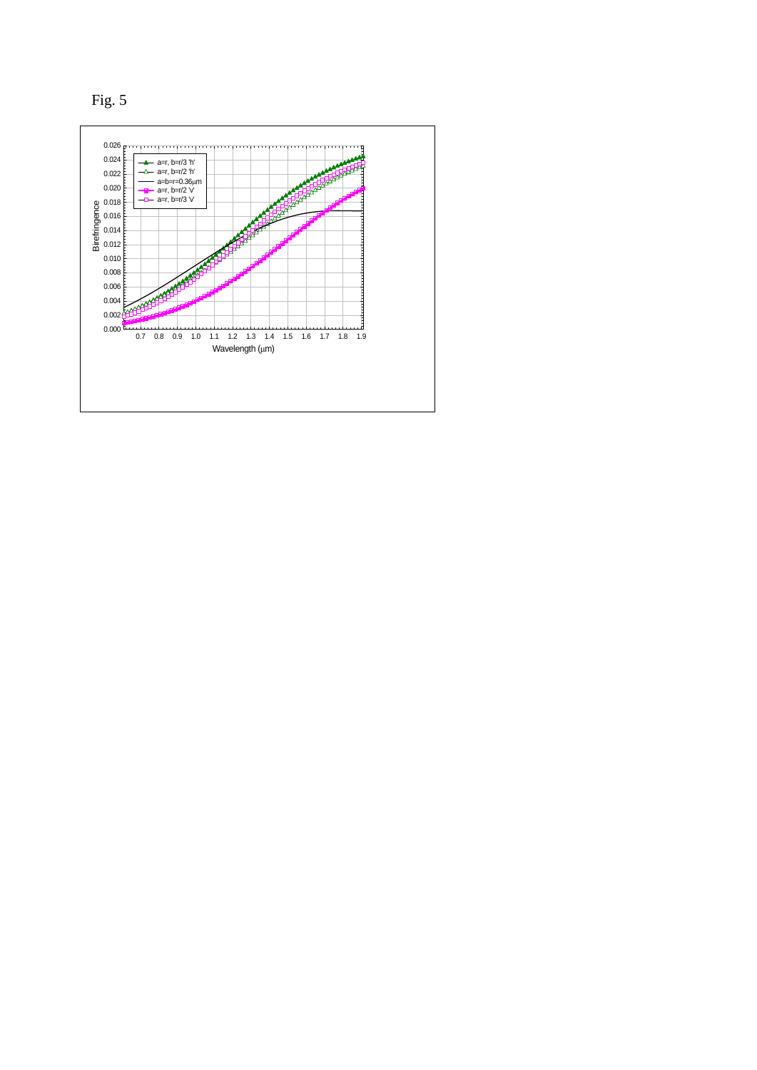Fig. 5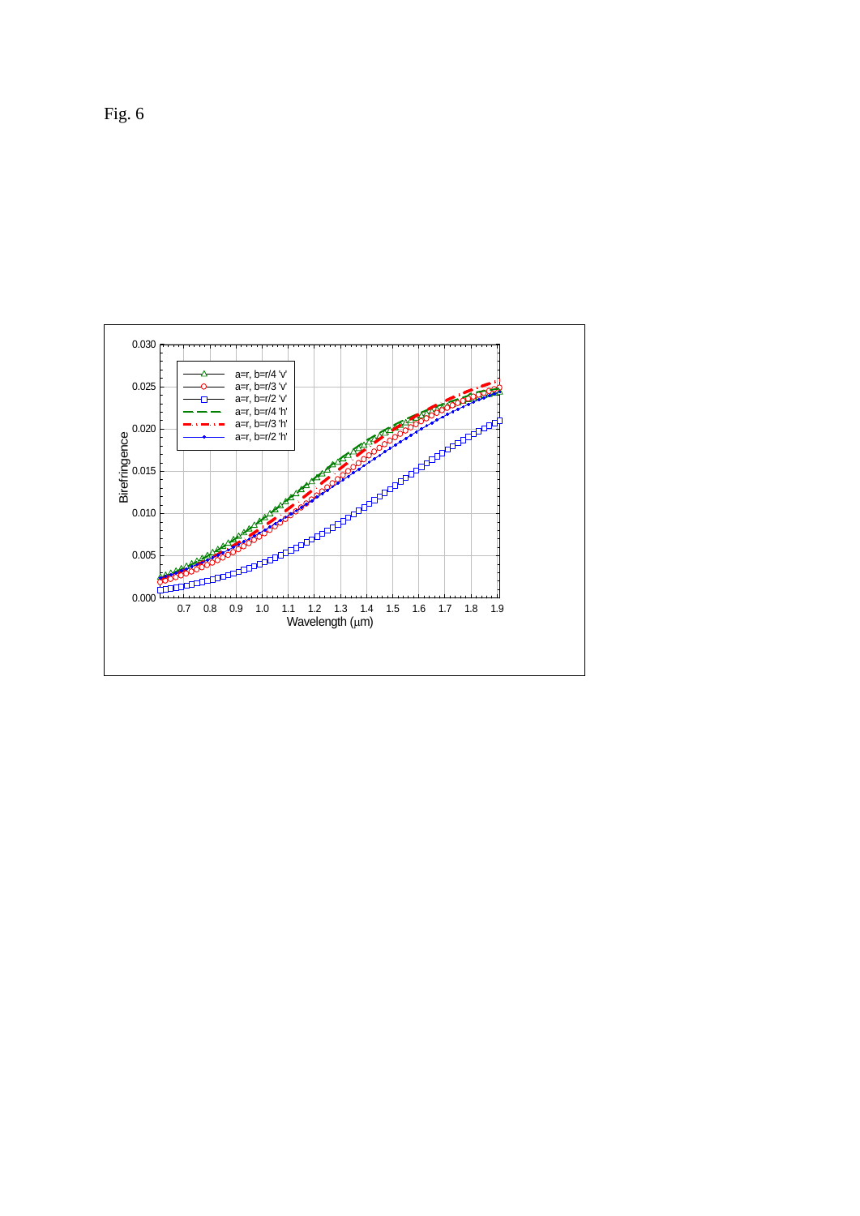Fig. 6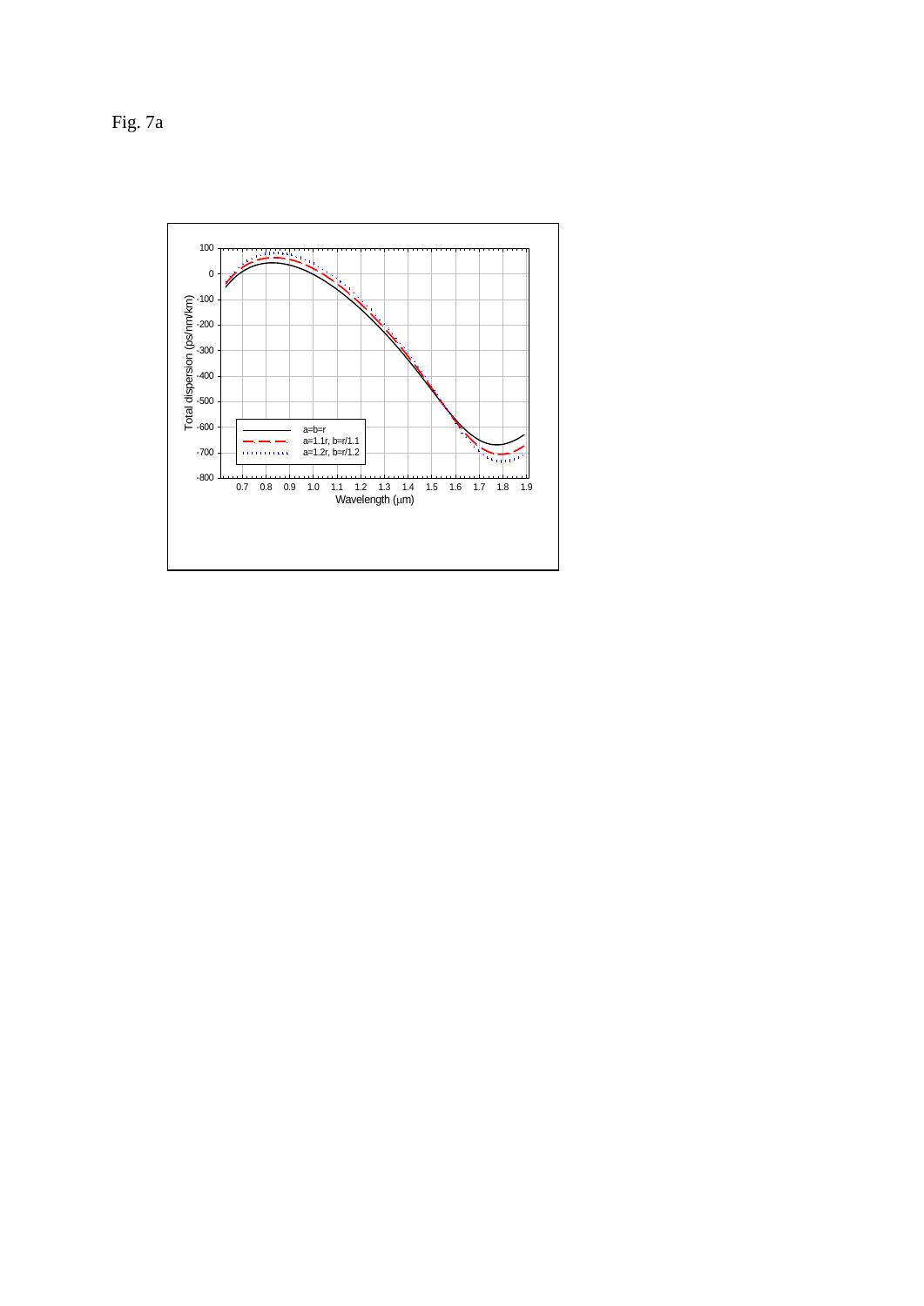Fig. 7a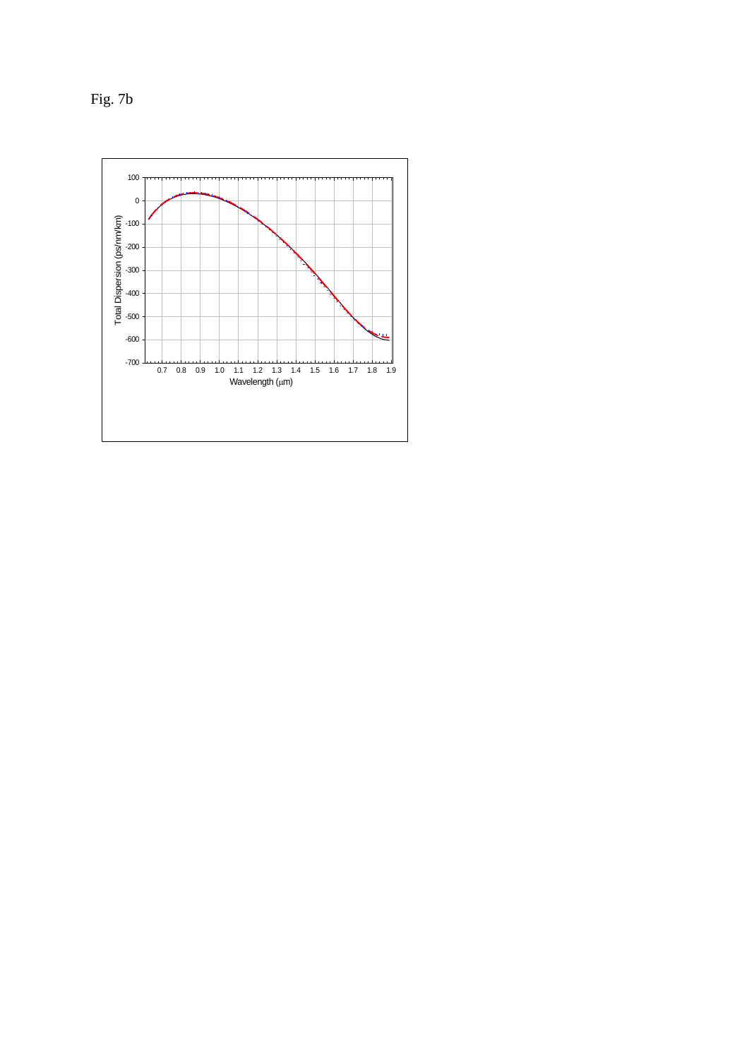Fig. 7b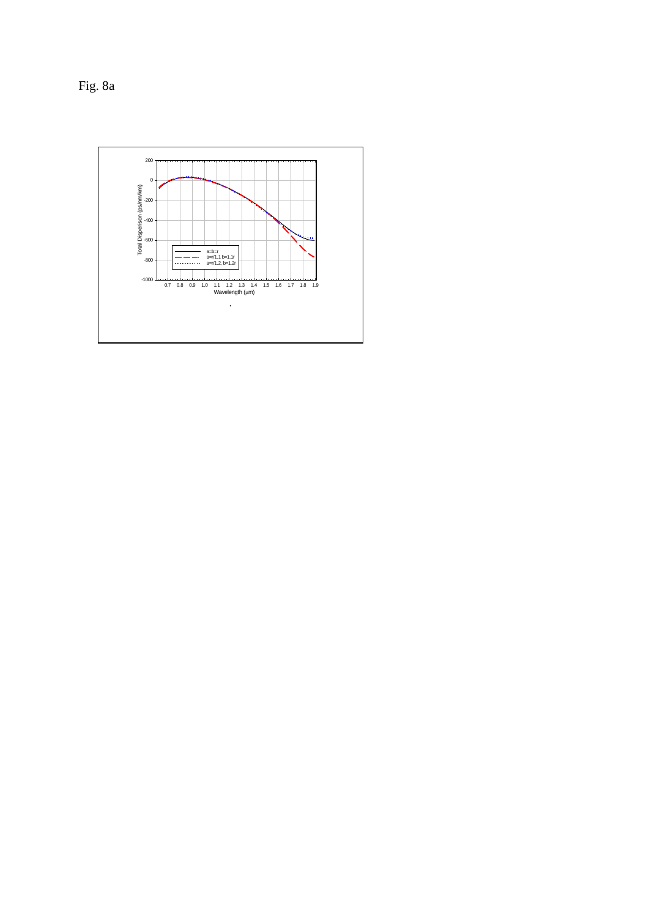Fig. 8a

Total Dispersion (ps/nm/km)

Wavelength (μm)

a=b=r
a=r/1.1 b=1.1r
a=r/1.2, b=1.2r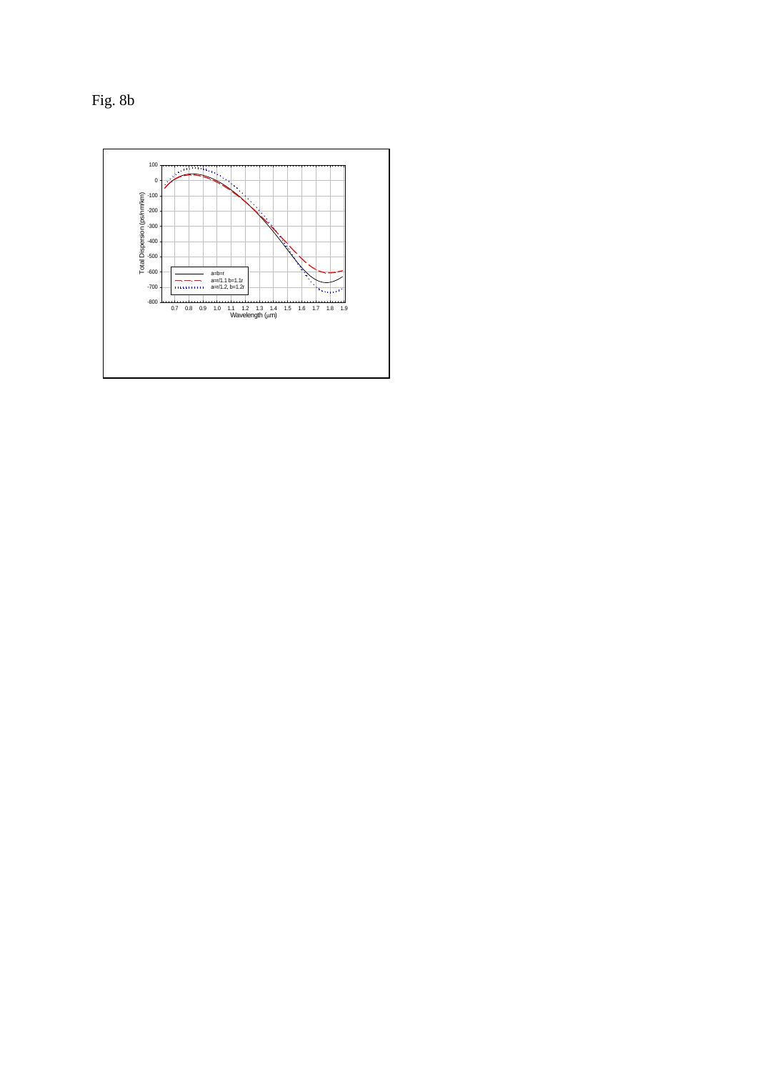Fig. 8b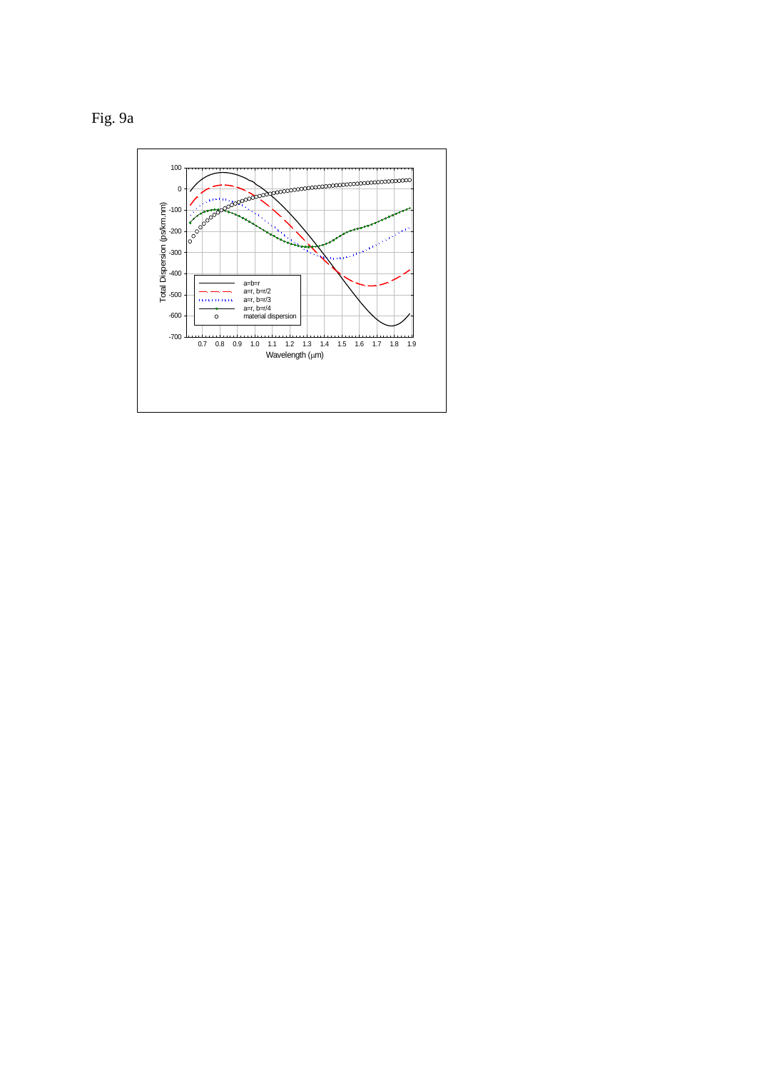Fig. 9a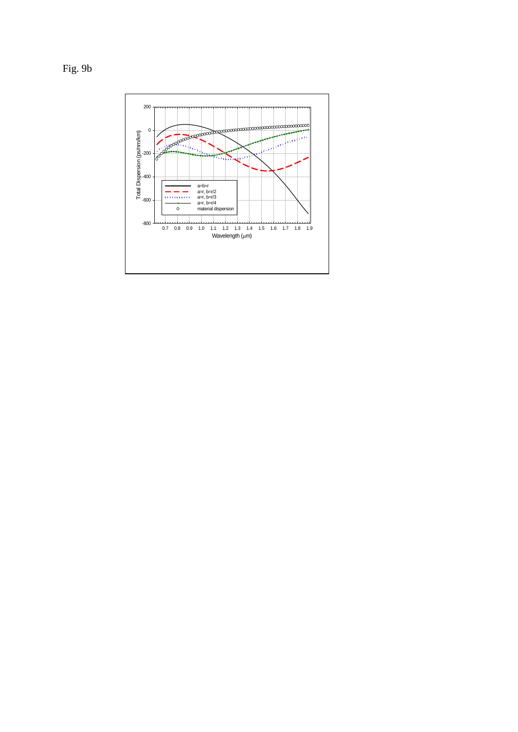Fig. 9b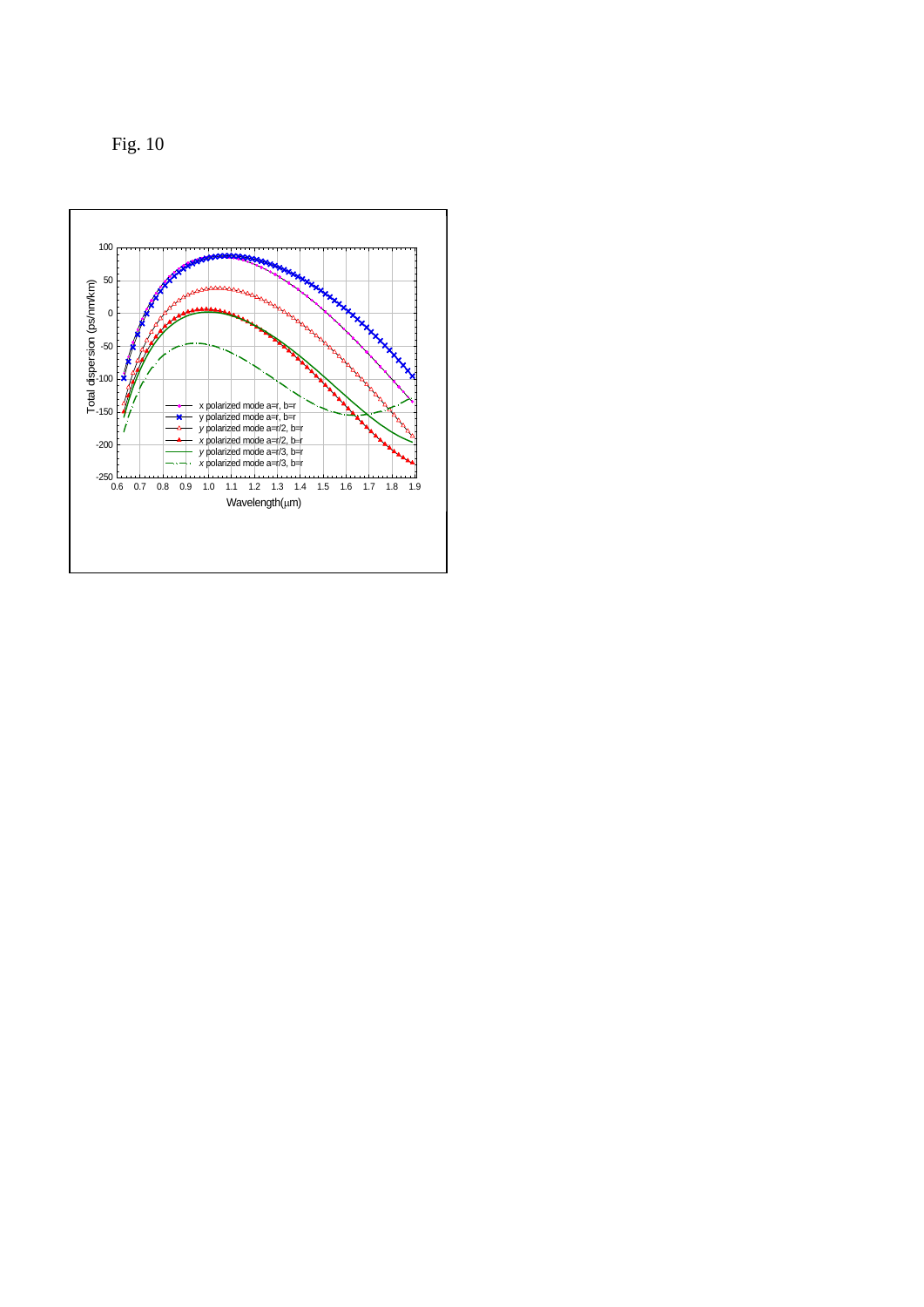Fig. 10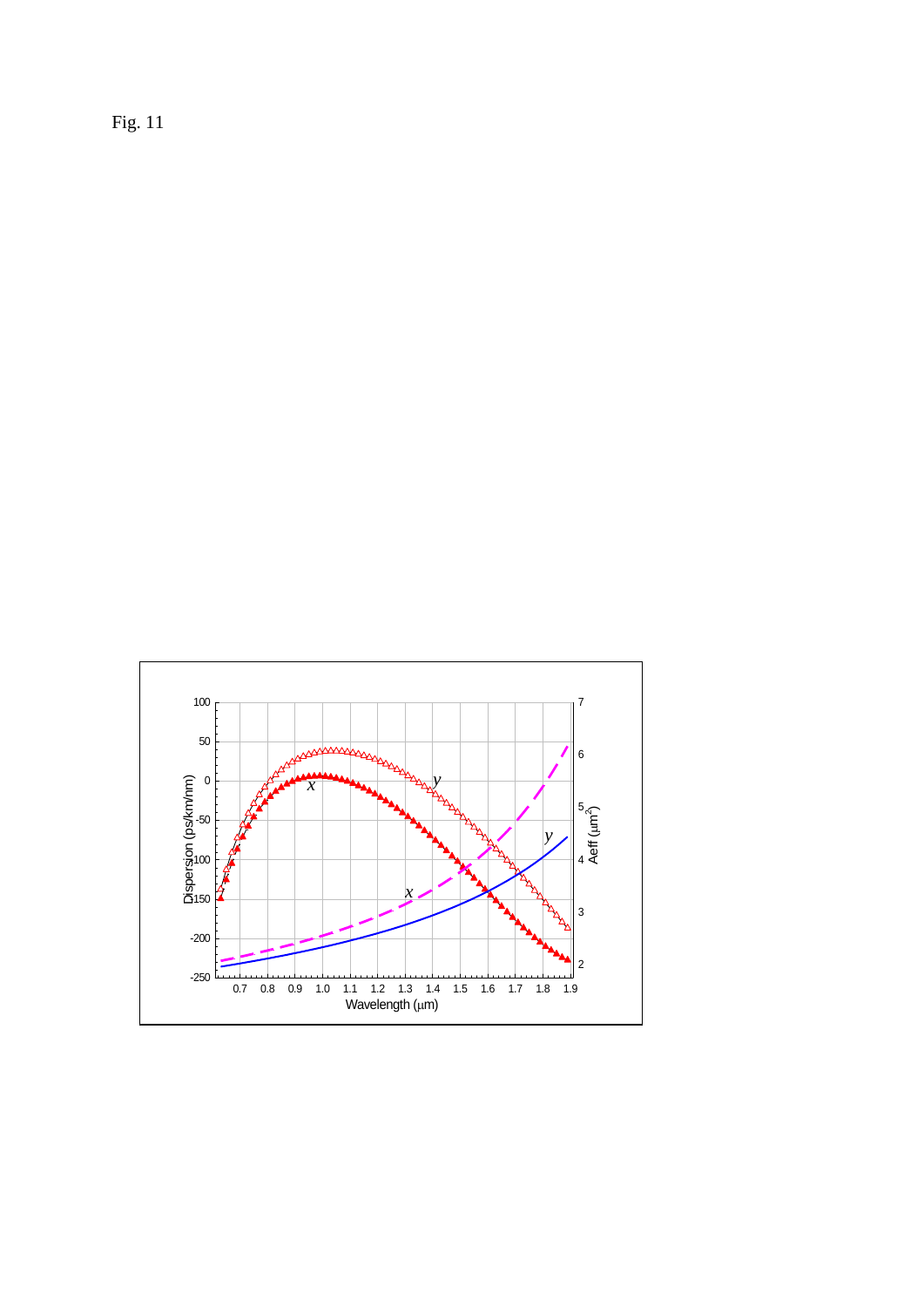Fig. 11

Dispersion (ps/km/nm)

100
50
0
-50
-100
-150
-200
-250

Aeff ($\mu m^2$)

7
6
5
4
3
2

Wavelength ($\mu$m)

0.7 0.8 0.9 1.0 1.1 1.2 1.3 1.4 1.5 1.6 1.7 1.8 1.9

*x*
*y*
*x*
*y*